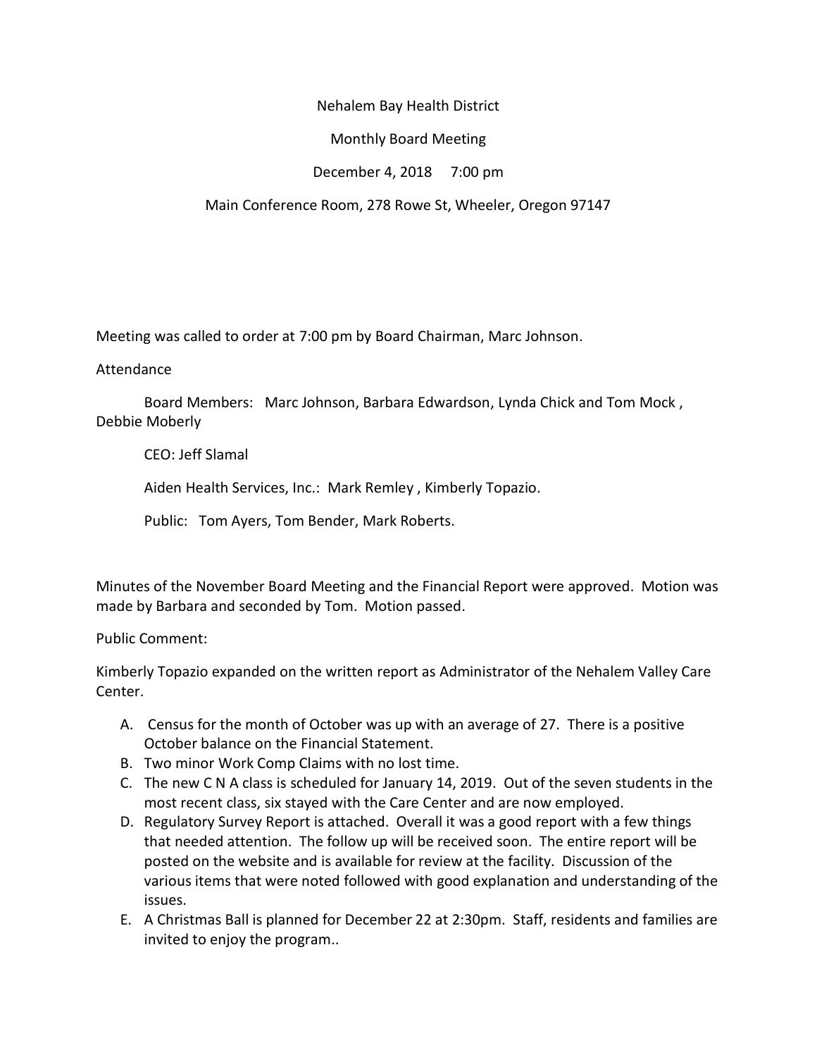Nehalem Bay Health District

Monthly Board Meeting

December 4, 2018     7:00 pm

Main Conference Room, 278 Rowe St, Wheeler, Oregon 97147

Meeting was called to order at 7:00 pm by Board Chairman, Marc Johnson.

Attendance

Board Members:   Marc Johnson, Barbara Edwardson, Lynda Chick and Tom Mock , Debbie Moberly

CEO: Jeff Slamal

Aiden Health Services, Inc.:  Mark Remley , Kimberly Topazio.

Public:   Tom Ayers, Tom Bender, Mark Roberts.

Minutes of the November Board Meeting and the Financial Report were approved.  Motion was made by Barbara and seconded by Tom.  Motion passed.

Public Comment:

Kimberly Topazio expanded on the written report as Administrator of the Nehalem Valley Care Center.

A. Census for the month of October was up with an average of 27.  There is a positive October balance on the Financial Statement.
B. Two minor Work Comp Claims with no lost time.
C. The new C N A class is scheduled for January 14, 2019.  Out of the seven students in the most recent class, six stayed with the Care Center and are now employed.
D. Regulatory Survey Report is attached.  Overall it was a good report with a few things that needed attention.  The follow up will be received soon.  The entire report will be posted on the website and is available for review at the facility.  Discussion of the various items that were noted followed with good explanation and understanding of the issues.
E. A Christmas Ball is planned for December 22 at 2:30pm.  Staff, residents and families are invited to enjoy the program..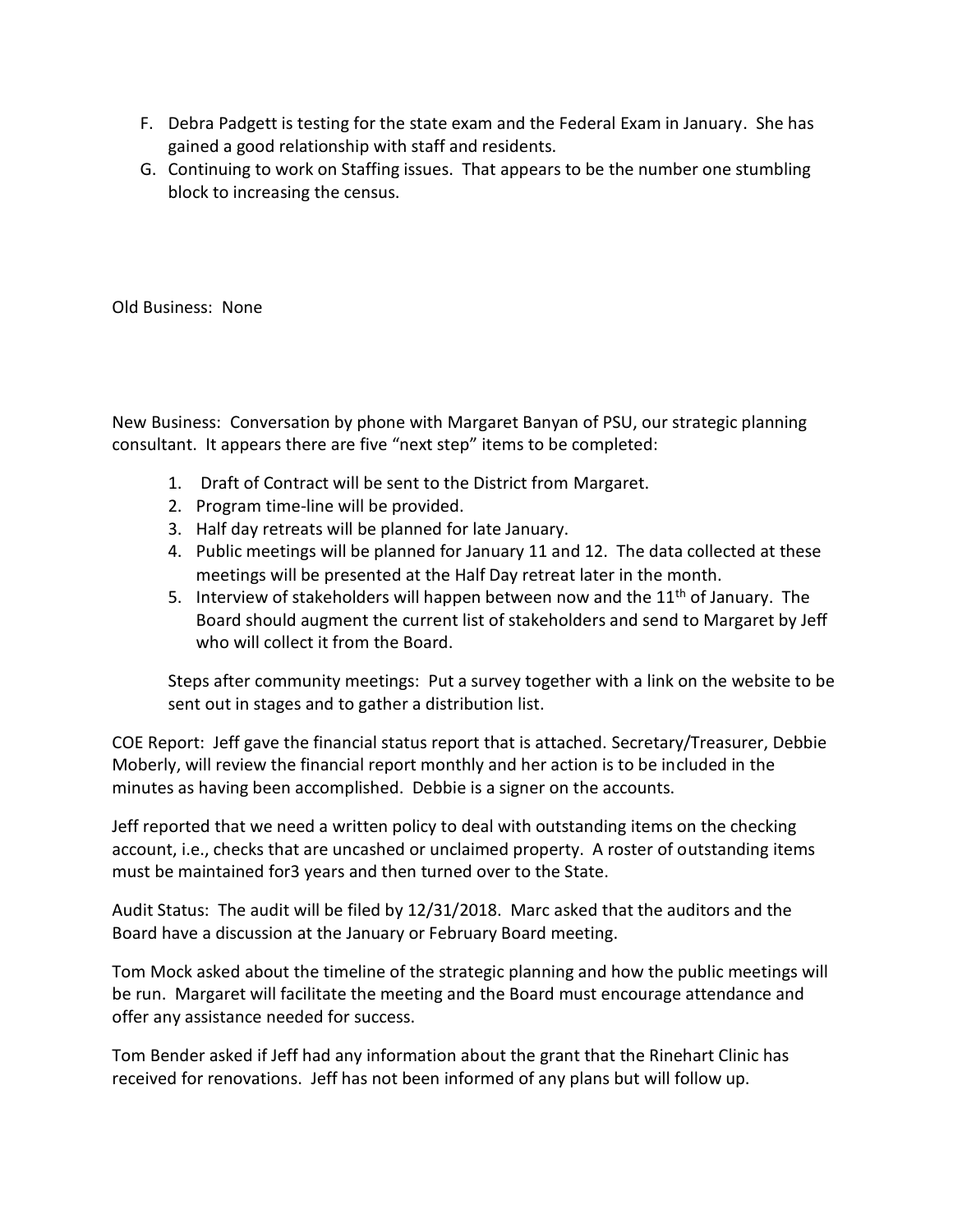F. Debra Padgett is testing for the state exam and the Federal Exam in January. She has gained a good relationship with staff and residents.
G. Continuing to work on Staffing issues. That appears to be the number one stumbling block to increasing the census.

Old Business: None

New Business: Conversation by phone with Margaret Banyan of PSU, our strategic planning consultant. It appears there are five "next step" items to be completed:

1. Draft of Contract will be sent to the District from Margaret.
2. Program time-line will be provided.
3. Half day retreats will be planned for late January.
4. Public meetings will be planned for January 11 and 12. The data collected at these meetings will be presented at the Half Day retreat later in the month.
5. Interview of stakeholders will happen between now and the 11th of January. The Board should augment the current list of stakeholders and send to Margaret by Jeff who will collect it from the Board.

Steps after community meetings: Put a survey together with a link on the website to be sent out in stages and to gather a distribution list.

COE Report: Jeff gave the financial status report that is attached. Secretary/Treasurer, Debbie Moberly, will review the financial report monthly and her action is to be included in the minutes as having been accomplished. Debbie is a signer on the accounts.

Jeff reported that we need a written policy to deal with outstanding items on the checking account, i.e., checks that are uncashed or unclaimed property. A roster of outstanding items must be maintained for3 years and then turned over to the State.

Audit Status: The audit will be filed by 12/31/2018. Marc asked that the auditors and the Board have a discussion at the January or February Board meeting.

Tom Mock asked about the timeline of the strategic planning and how the public meetings will be run. Margaret will facilitate the meeting and the Board must encourage attendance and offer any assistance needed for success.

Tom Bender asked if Jeff had any information about the grant that the Rinehart Clinic has received for renovations. Jeff has not been informed of any plans but will follow up.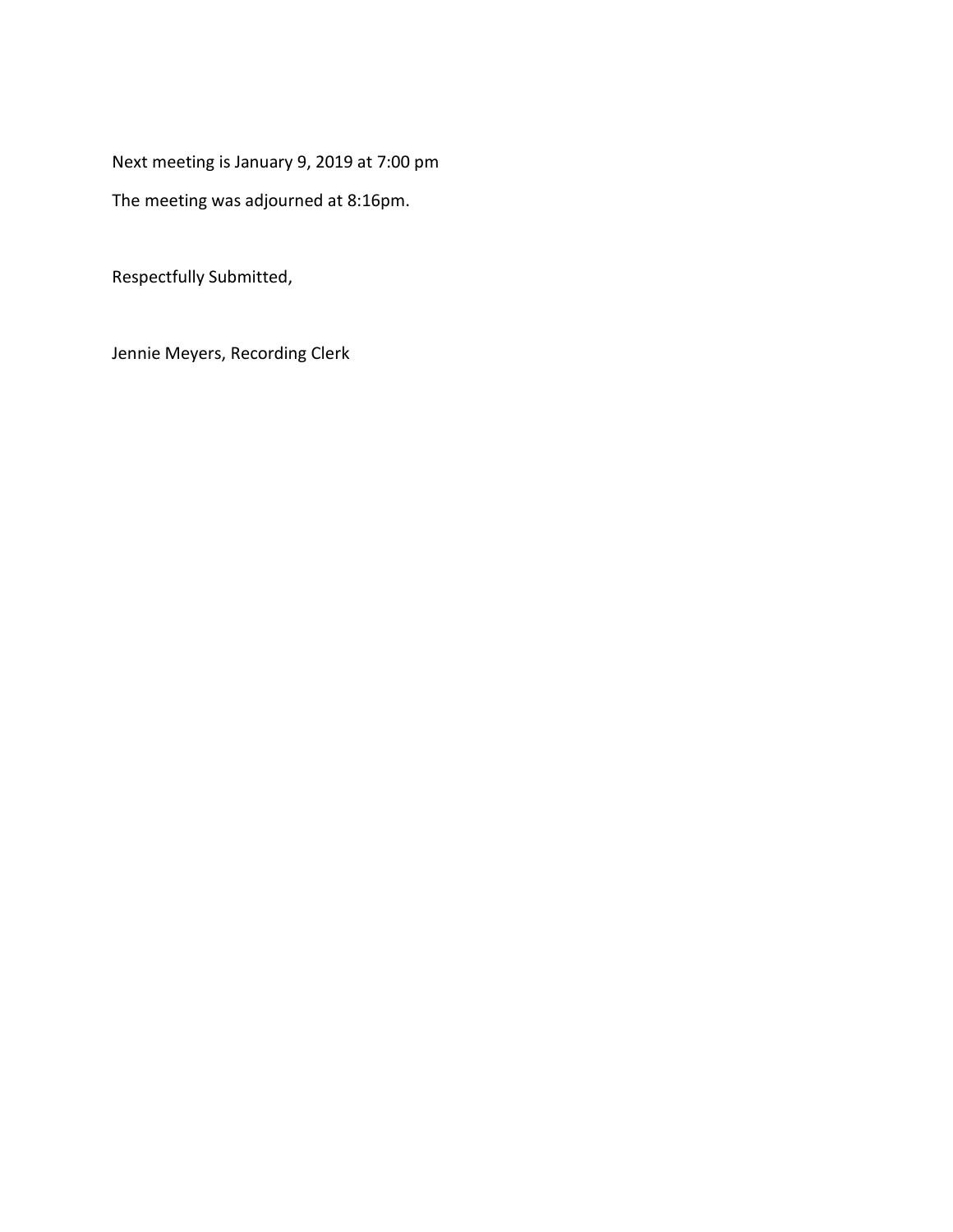Next meeting is January 9, 2019 at 7:00 pm

The meeting was adjourned at 8:16pm.

Respectfully Submitted,

Jennie Meyers, Recording Clerk